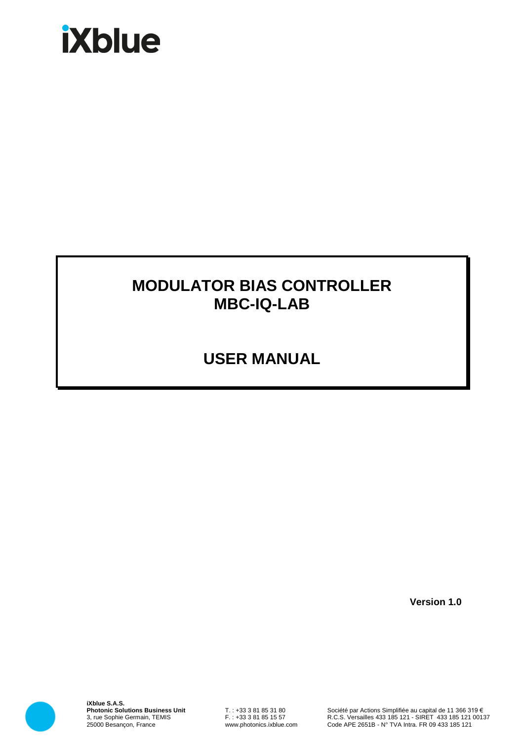iXblue

# MODULATOR BIAS CONTROLLER
# MBC-IQ-LAB

# USER MANUAL

**Version 1.0**

**iXblue S.A.S.**
**Photonic Solutions Business Unit**
3, rue Sophie Germain, TEMIS
25000 Besançon, France

T. : +33 3 81 85 31 80
F. : +33 3 81 85 15 57
www.photonics.ixblue.com

Société par Actions Simplifiée au capital de 11 366 319 €
R.C.S. Versailles 433 185 121 - SIRET 433 185 121 00137
Code APE 2651B - N° TVA Intra. FR 09 433 185 121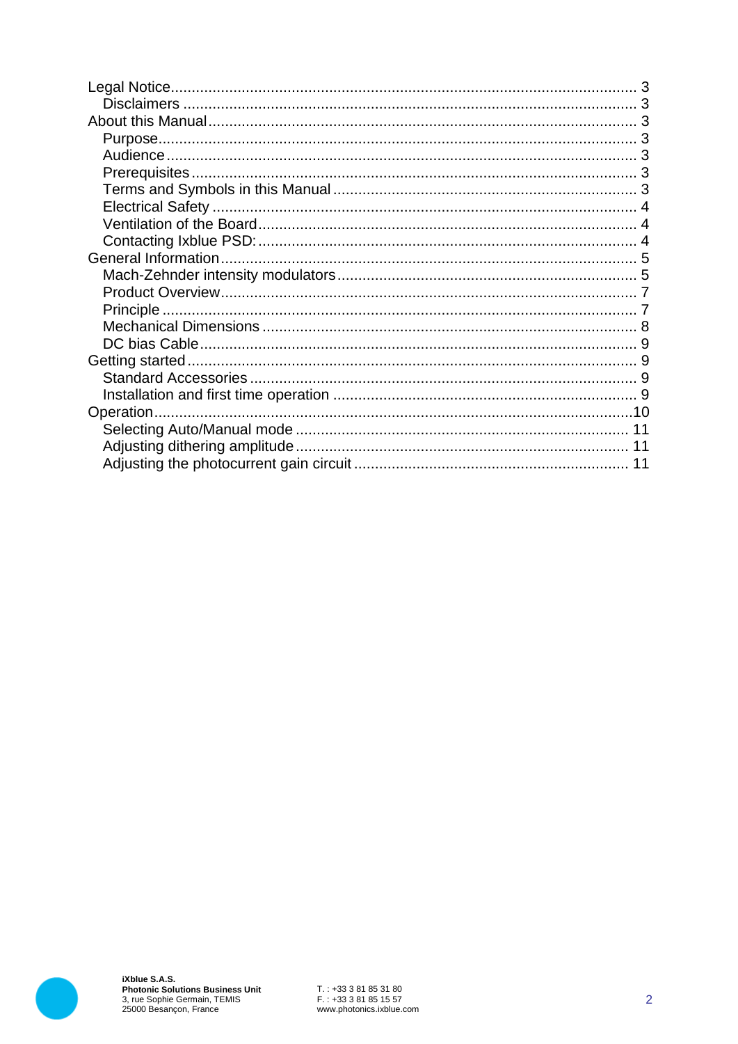Legal Notice ........ 3
  Disclaimers ........ 3
About this Manual ........ 3
  Purpose ........ 3
  Audience ........ 3
  Prerequisites ........ 3
  Terms and Symbols in this Manual ........ 3
  Electrical Safety ........ 4
  Ventilation of the Board ........ 4
  Contacting Ixblue PSD: ........ 4
General Information ........ 5
  Mach-Zehnder intensity modulators ........ 5
  Product Overview ........ 7
  Principle ........ 7
  Mechanical Dimensions ........ 8
  DC bias Cable ........ 9
Getting started ........ 9
  Standard Accessories ........ 9
  Installation and first time operation ........ 9
Operation ........ 10
  Selecting Auto/Manual mode ........ 11
  Adjusting dithering amplitude ........ 11
  Adjusting the photocurrent gain circuit ........ 11

**iXblue S.A.S.**
**Photonic Solutions Business Unit**
3, rue Sophie Germain, TEMIS
25000 Besançon, France

T. : +33 3 81 85 31 80
F. : +33 3 81 85 15 57
www.photonics.ixblue.com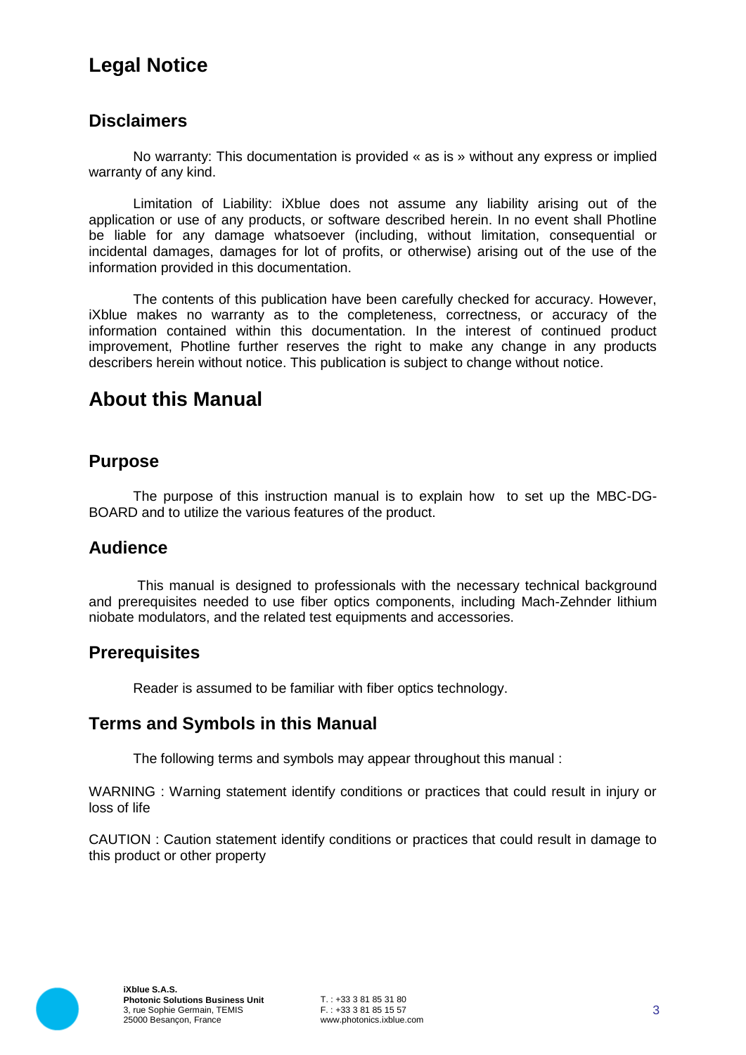# Legal Notice

## Disclaimers

No warranty: This documentation is provided « as is » without any express or implied warranty of any kind.

Limitation of Liability: iXblue does not assume any liability arising out of the application or use of any products, or software described herein. In no event shall Photline be liable for any damage whatsoever (including, without limitation, consequential or incidental damages, damages for lot of profits, or otherwise) arising out of the use of the information provided in this documentation.

The contents of this publication have been carefully checked for accuracy. However, iXblue makes no warranty as to the completeness, correctness, or accuracy of the information contained within this documentation. In the interest of continued product improvement, Photline further reserves the right to make any change in any products describers herein without notice. This publication is subject to change without notice.

# About this Manual

## Purpose

The purpose of this instruction manual is to explain how to set up the MBC-DG-BOARD and to utilize the various features of the product.

## Audience

This manual is designed to professionals with the necessary technical background and prerequisites needed to use fiber optics components, including Mach-Zehnder lithium niobate modulators, and the related test equipments and accessories.

## Prerequisites

Reader is assumed to be familiar with fiber optics technology.

## Terms and Symbols in this Manual

The following terms and symbols may appear throughout this manual :

WARNING : Warning statement identify conditions or practices that could result in injury or loss of life

CAUTION : Caution statement identify conditions or practices that could result in damage to this product or other property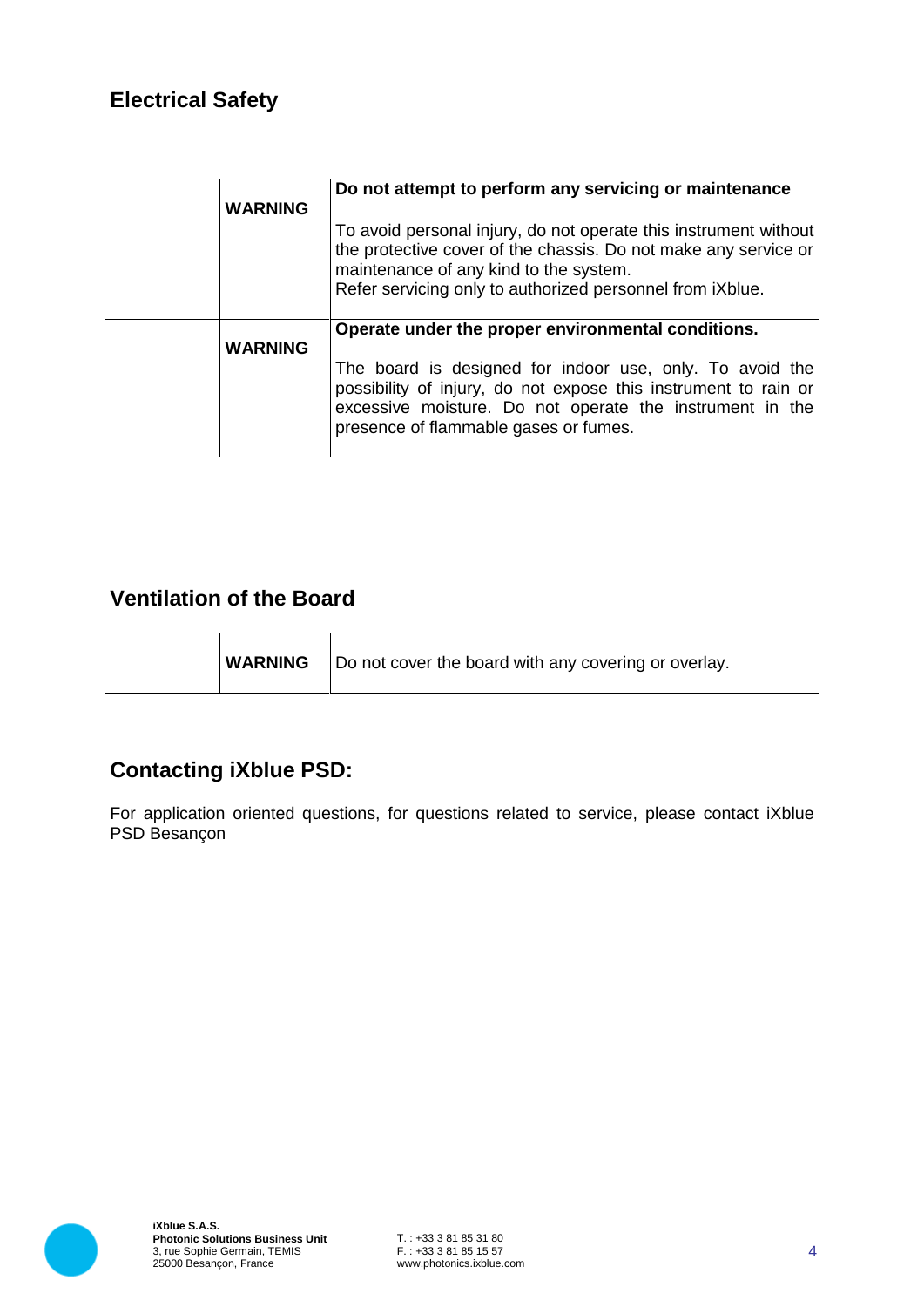## Electrical Safety

| | | |
|---|---|---|
| | **WARNING** | **Do not attempt to perform any servicing or maintenance**<br><br>To avoid personal injury, do not operate this instrument without the protective cover of the chassis. Do not make any service or maintenance of any kind to the system.<br>Refer servicing only to authorized personnel from iXblue. |
| | **WARNING** | **Operate under the proper environmental conditions.**<br><br>The board is designed for indoor use, only. To avoid the possibility of injury, do not expose this instrument to rain or excessive moisture. Do not operate the instrument in the presence of flammable gases or fumes. |

## Ventilation of the Board

| | | |
|---|---|---|
| | **WARNING** | Do not cover the board with any covering or overlay. |

## Contacting iXblue PSD:

For application oriented questions, for questions related to service, please contact iXblue PSD Besançon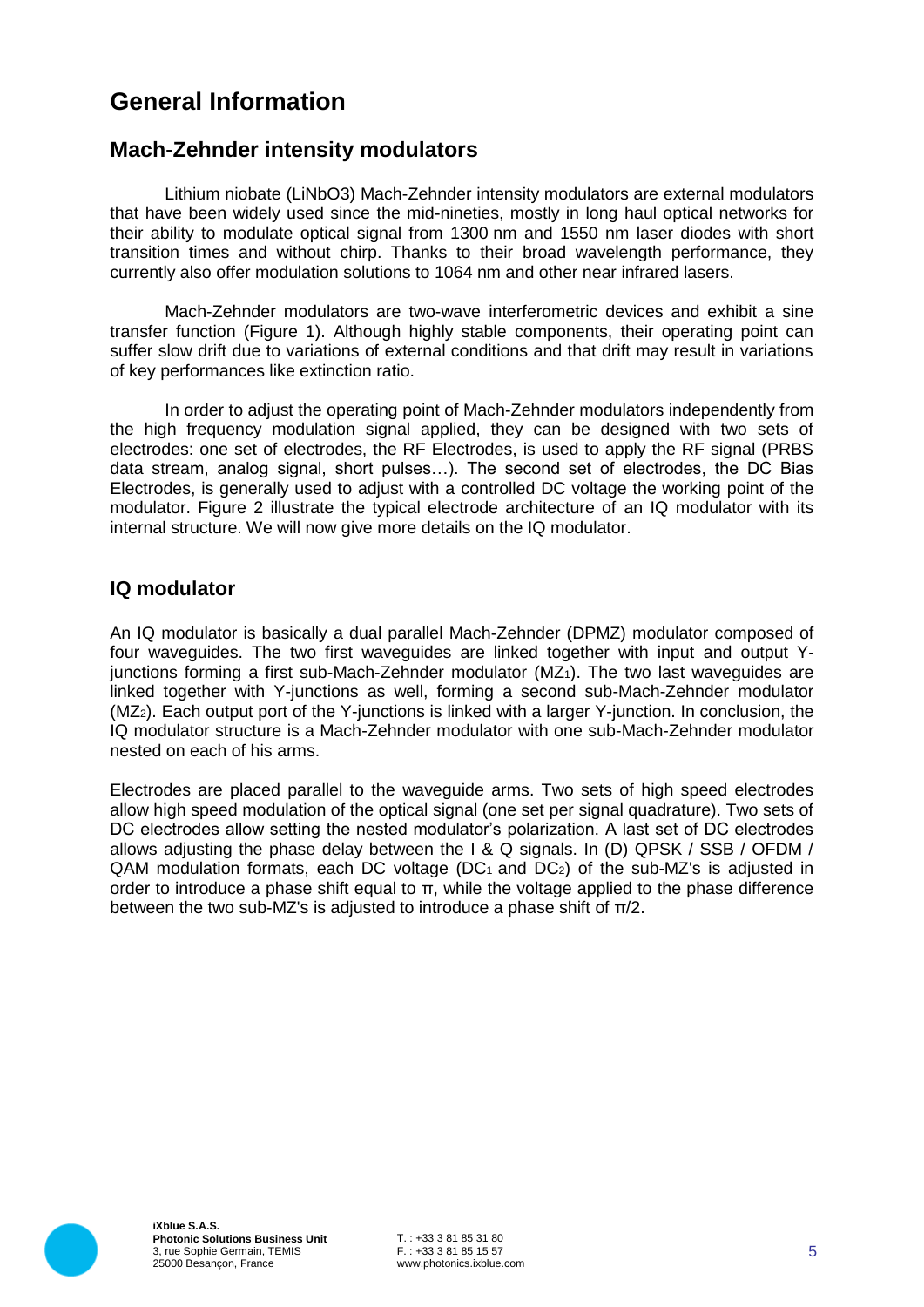# General Information

## Mach-Zehnder intensity modulators

Lithium niobate ($LiNbO_3$) Mach-Zehnder intensity modulators are external modulators that have been widely used since the mid-nineties, mostly in long haul optical networks for their ability to modulate optical signal from 1300 nm and 1550 nm laser diodes with short transition times and without chirp. Thanks to their broad wavelength performance, they currently also offer modulation solutions to 1064 nm and other near infrared lasers.

Mach-Zehnder modulators are two-wave interferometric devices and exhibit a sine transfer function (Figure 1). Although highly stable components, their operating point can suffer slow drift due to variations of external conditions and that drift may result in variations of key performances like extinction ratio.

In order to adjust the operating point of Mach-Zehnder modulators independently from the high frequency modulation signal applied, they can be designed with two sets of electrodes: one set of electrodes, the RF Electrodes, is used to apply the RF signal (PRBS data stream, analog signal, short pulses…). The second set of electrodes, the DC Bias Electrodes, is generally used to adjust with a controlled DC voltage the working point of the modulator. Figure 2 illustrate the typical electrode architecture of an IQ modulator with its internal structure. We will now give more details on the IQ modulator.

## IQ modulator

An IQ modulator is basically a dual parallel Mach-Zehnder (DPMZ) modulator composed of four waveguides. The two first waveguides are linked together with input and output Y-junctions forming a first sub-Mach-Zehnder modulator ($MZ_1$). The two last waveguides are linked together with Y-junctions as well, forming a second sub-Mach-Zehnder modulator ($MZ_2$). Each output port of the Y-junctions is linked with a larger Y-junction. In conclusion, the IQ modulator structure is a Mach-Zehnder modulator with one sub-Mach-Zehnder modulator nested on each of his arms.

Electrodes are placed parallel to the waveguide arms. Two sets of high speed electrodes allow high speed modulation of the optical signal (one set per signal quadrature). Two sets of DC electrodes allow setting the nested modulator's polarization. A last set of DC electrodes allows adjusting the phase delay between the I & Q signals. In (D) QPSK / SSB / OFDM / QAM modulation formats, each DC voltage ($DC_1$ and $DC_2$) of the sub-MZ's is adjusted in order to introduce a phase shift equal to $\pi$, while the voltage applied to the phase difference between the two sub-MZ's is adjusted to introduce a phase shift of $\pi/2$.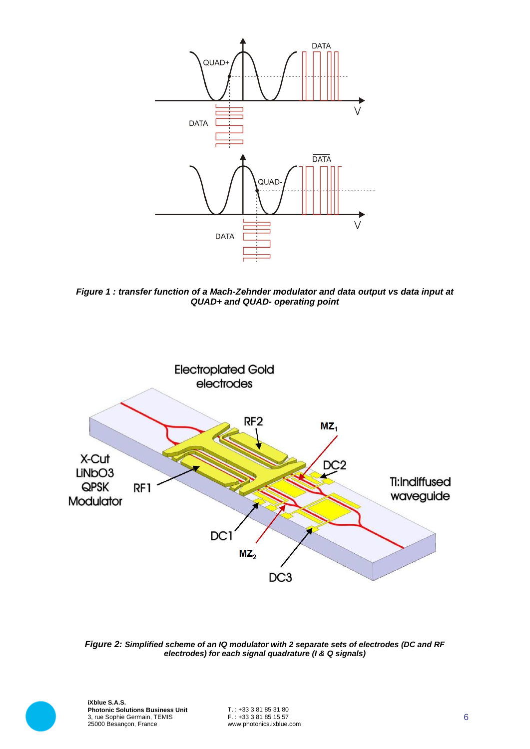*Figure 1 : transfer function of a Mach-Zehnder modulator and data output vs data input at QUAD+ and QUAD- operating point*

*Figure 2: Simplified scheme of an IQ modulator with 2 separate sets of electrodes (DC and RF electrodes) for each signal quadrature (I & Q signals)*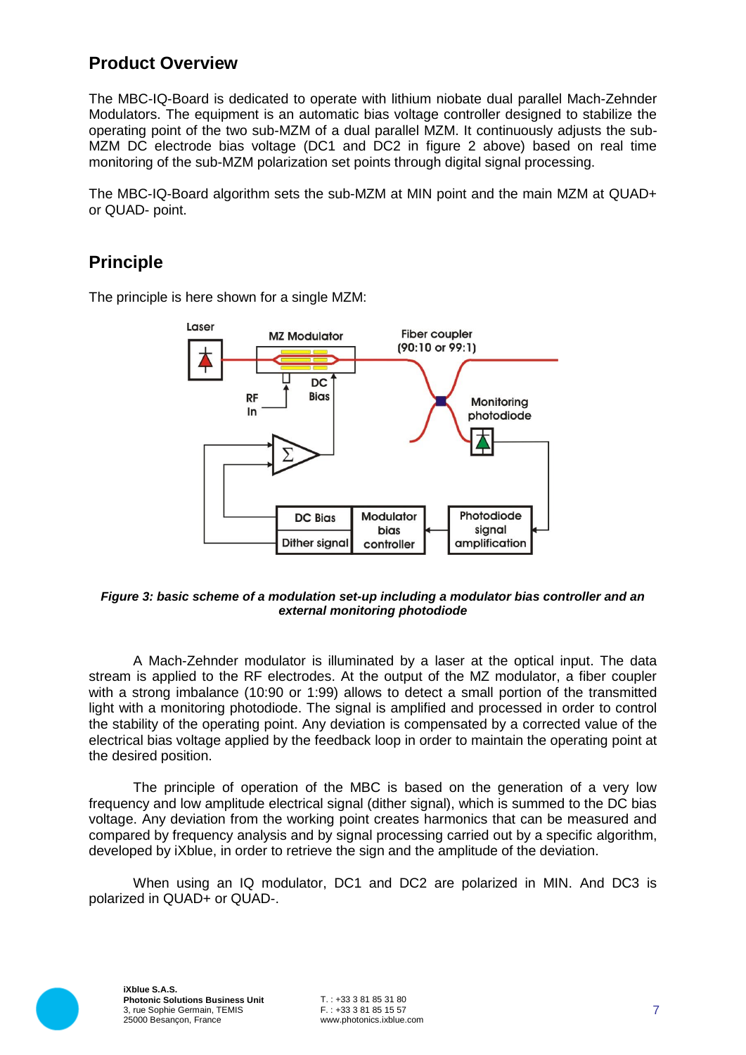## Product Overview

The MBC-IQ-Board is dedicated to operate with lithium niobate dual parallel Mach-Zehnder Modulators. The equipment is an automatic bias voltage controller designed to stabilize the operating point of the two sub-MZM of a dual parallel MZM. It continuously adjusts the sub-MZM DC electrode bias voltage (DC1 and DC2 in figure 2 above) based on real time monitoring of the sub-MZM polarization set points through digital signal processing.

The MBC-IQ-Board algorithm sets the sub-MZM at MIN point and the main MZM at QUAD+ or QUAD- point.

## Principle

The principle is here shown for a single MZM:

***Figure 3: basic scheme of a modulation set-up including a modulator bias controller and an external monitoring photodiode***

A Mach-Zehnder modulator is illuminated by a laser at the optical input. The data stream is applied to the RF electrodes. At the output of the MZ modulator, a fiber coupler with a strong imbalance (10:90 or 1:99) allows to detect a small portion of the transmitted light with a monitoring photodiode. The signal is amplified and processed in order to control the stability of the operating point. Any deviation is compensated by a corrected value of the electrical bias voltage applied by the feedback loop in order to maintain the operating point at the desired position.

The principle of operation of the MBC is based on the generation of a very low frequency and low amplitude electrical signal (dither signal), which is summed to the DC bias voltage. Any deviation from the working point creates harmonics that can be measured and compared by frequency analysis and by signal processing carried out by a specific algorithm, developed by iXblue, in order to retrieve the sign and the amplitude of the deviation.

When using an IQ modulator, DC1 and DC2 are polarized in MIN. And DC3 is polarized in QUAD+ or QUAD-.

**iXblue S.A.S.**
**Photonic Solutions Business Unit**
3, rue Sophie Germain, TEMIS
25000 Besançon, France

T. : +33 3 81 85 31 80
F. : +33 3 81 85 15 57
www.photonics.ixblue.com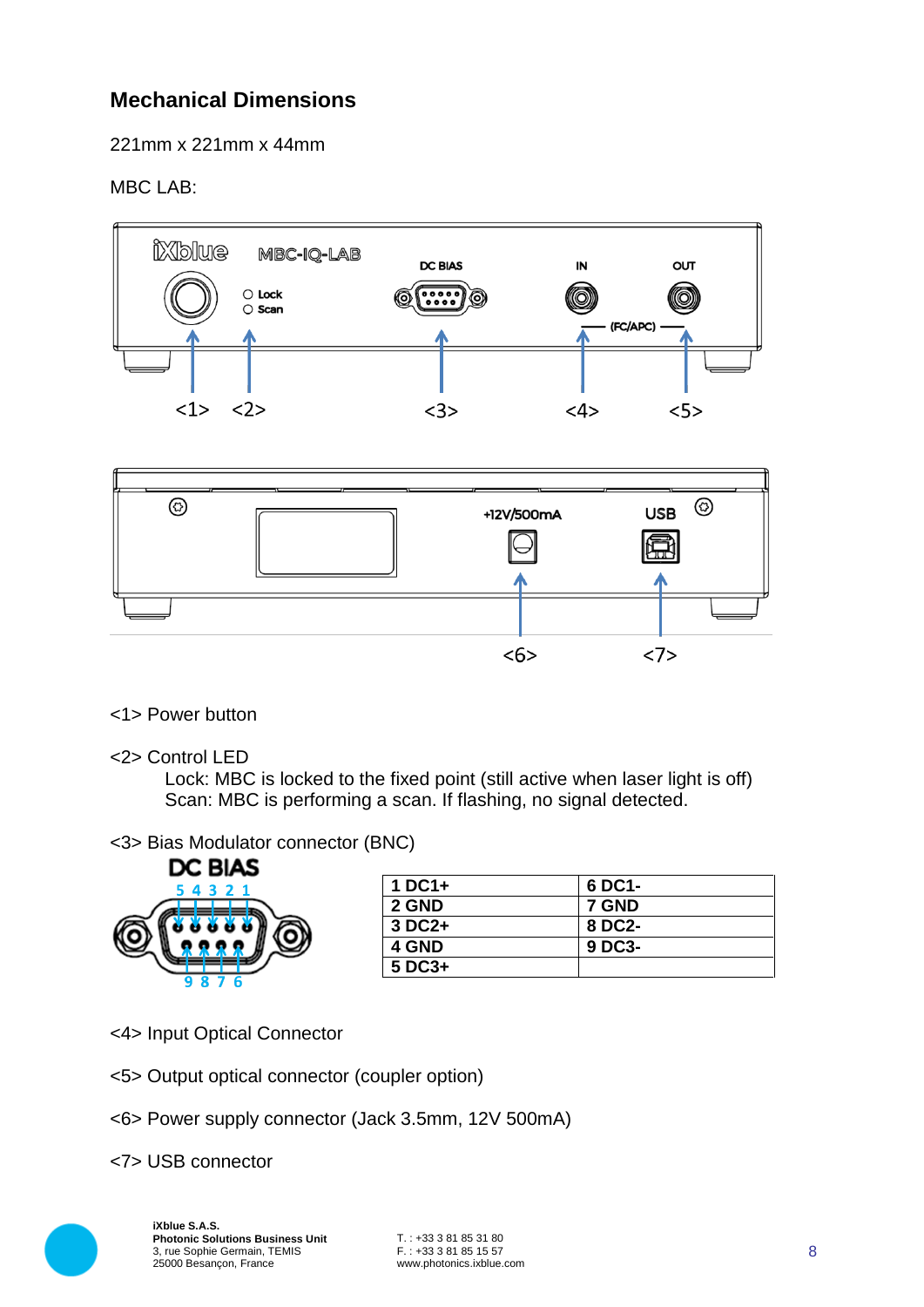## Mechanical Dimensions

221mm x 221mm x 44mm

MBC LAB:

<1> Power button

<2> Control LED

Lock: MBC is locked to the fixed point (still active when laser light is off)
Scan: MBC is performing a scan. If flashing, no signal detected.

<3> Bias Modulator connector (BNC)

| 1 DC1+ | 6 DC1- |
|---|---|
| 2 GND | 7 GND |
| 3 DC2+ | 8 DC2- |
| 4 GND | 9 DC3- |
| 5 DC3+ | |

<4> Input Optical Connector

<5> Output optical connector (coupler option)

<6> Power supply connector (Jack 3.5mm, 12V 500mA)

<7> USB connector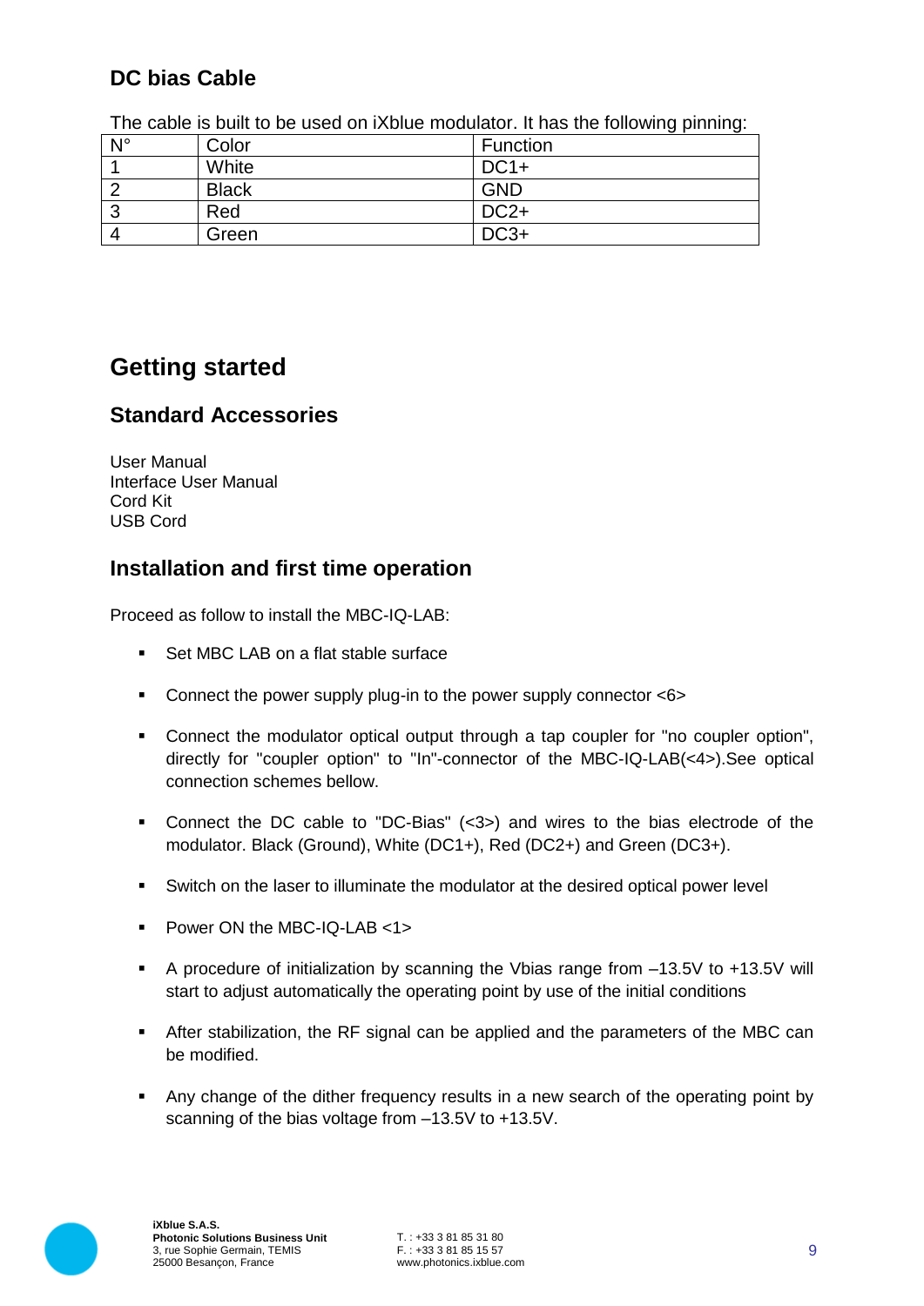## DC bias Cable

The cable is built to be used on iXblue modulator. It has the following pinning:

| N° | Color | Function |
|---|---|---|
| 1 | White | DC1+ |
| 2 | Black | GND |
| 3 | Red | DC2+ |
| 4 | Green | DC3+ |

# Getting started

## Standard Accessories

User Manual
Interface User Manual
Cord Kit
USB Cord

## Installation and first time operation

Proceed as follow to install the MBC-IQ-LAB:

- Set MBC LAB on a flat stable surface
- Connect the power supply plug-in to the power supply connector <6>
- Connect the modulator optical output through a tap coupler for "no coupler option", directly for "coupler option" to "In"-connector of the MBC-IQ-LAB(<4>).See optical connection schemes bellow.
- Connect the DC cable to "DC-Bias" (<3>) and wires to the bias electrode of the modulator. Black (Ground), White (DC1+), Red (DC2+) and Green (DC3+).
- Switch on the laser to illuminate the modulator at the desired optical power level
- Power ON the MBC-IQ-LAB <1>
- A procedure of initialization by scanning the Vbias range from –13.5V to +13.5V will start to adjust automatically the operating point by use of the initial conditions
- After stabilization, the RF signal can be applied and the parameters of the MBC can be modified.
- Any change of the dither frequency results in a new search of the operating point by scanning of the bias voltage from –13.5V to +13.5V.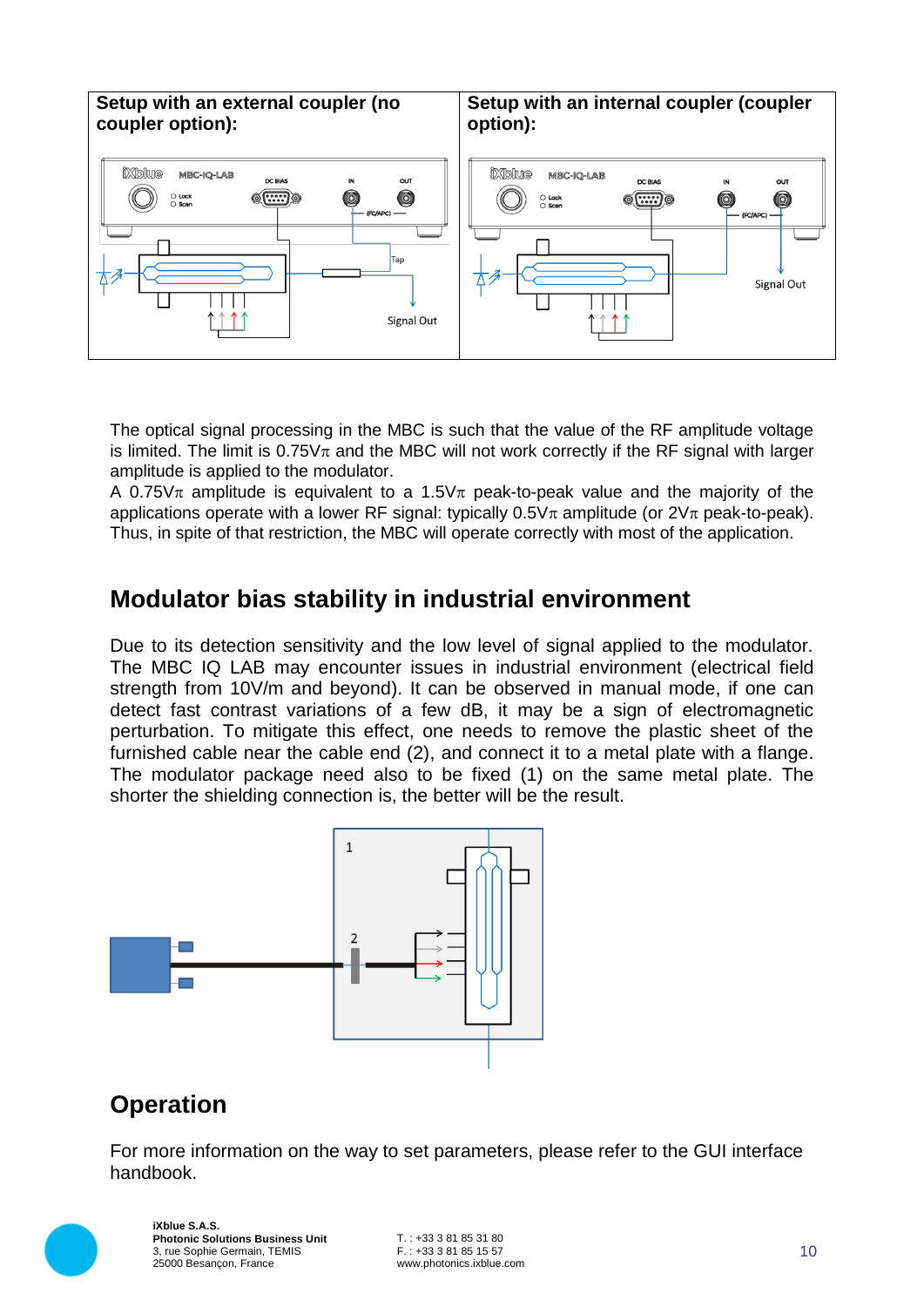| Setup with an external coupler (no coupler option): | Setup with an internal coupler (coupler option): |
| --- | --- |
| | |

The optical signal processing in the MBC is such that the value of the RF amplitude voltage is limited. The limit is 0.75Vπ and the MBC will not work correctly if the RF signal with larger amplitude is applied to the modulator.

A 0.75Vπ amplitude is equivalent to a 1.5Vπ peak-to-peak value and the majority of the applications operate with a lower RF signal: typically 0.5Vπ amplitude (or 2Vπ peak-to-peak). Thus, in spite of that restriction, the MBC will operate correctly with most of the application.

## Modulator bias stability in industrial environment

Due to its detection sensitivity and the low level of signal applied to the modulator. The MBC IQ LAB may encounter issues in industrial environment (electrical field strength from 10V/m and beyond). It can be observed in manual mode, if one can detect fast contrast variations of a few dB, it may be a sign of electromagnetic perturbation. To mitigate this effect, one needs to remove the plastic sheet of the furnished cable near the cable end (2), and connect it to a metal plate with a flange. The modulator package need also to be fixed (1) on the same metal plate. The shorter the shielding connection is, the better will be the result.

## Operation

For more information on the way to set parameters, please refer to the GUI interface handbook.

**iXblue S.A.S.**
**Photonic Solutions Business Unit**
3, rue Sophie Germain, TEMIS
25000 Besançon, France

T. : +33 3 81 85 31 80
F. : +33 3 81 85 15 57
www.photonics.ixblue.com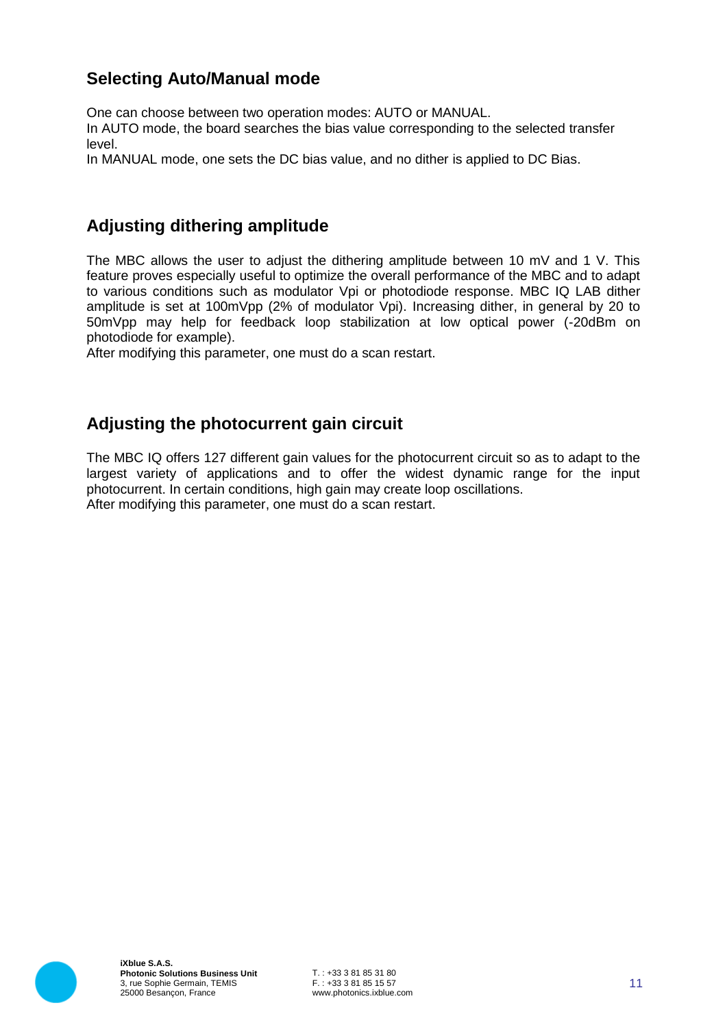## Selecting Auto/Manual mode

One can choose between two operation modes: AUTO or MANUAL.
In AUTO mode, the board searches the bias value corresponding to the selected transfer level.
In MANUAL mode, one sets the DC bias value, and no dither is applied to DC Bias.

## Adjusting dithering amplitude

The MBC allows the user to adjust the dithering amplitude between 10 mV and 1 V. This feature proves especially useful to optimize the overall performance of the MBC and to adapt to various conditions such as modulator Vpi or photodiode response. MBC IQ LAB dither amplitude is set at 100mVpp (2% of modulator Vpi). Increasing dither, in general by 20 to 50mVpp may help for feedback loop stabilization at low optical power (-20dBm on photodiode for example).
After modifying this parameter, one must do a scan restart.

## Adjusting the photocurrent gain circuit

The MBC IQ offers 127 different gain values for the photocurrent circuit so as to adapt to the largest variety of applications and to offer the widest dynamic range for the input photocurrent. In certain conditions, high gain may create loop oscillations.
After modifying this parameter, one must do a scan restart.